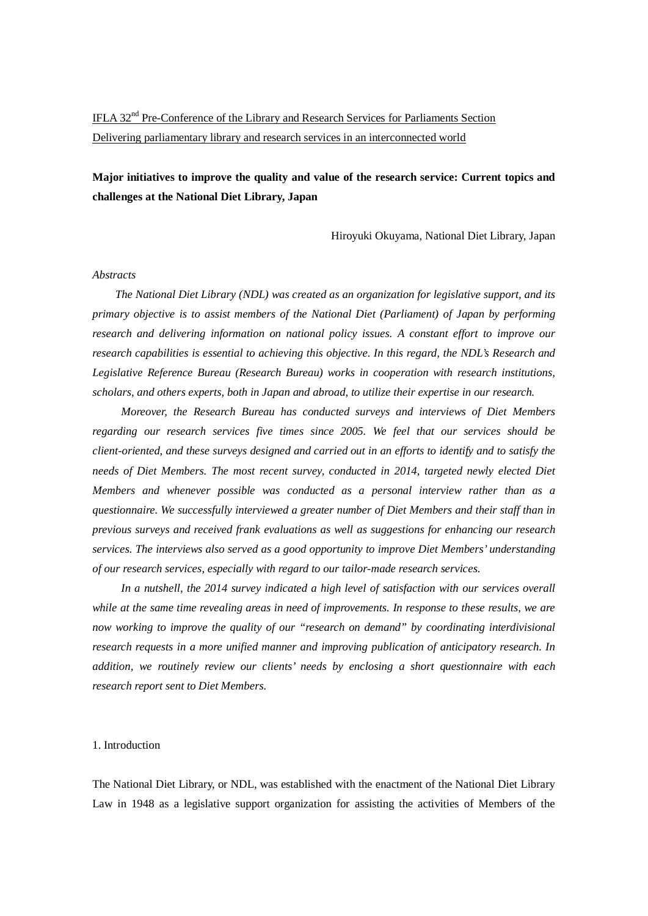<u>IFLA 32nd Pre-Conference of the Library and Research Services for Parliaments Section</u>
<u>Delivering parliamentary library and research services in an interconnected world</u>

**Major initiatives to improve the quality and value of the research service: Current topics and challenges at the National Diet Library, Japan**

Hiroyuki Okuyama, National Diet Library, Japan

*Abstracts*

*The National Diet Library (NDL) was created as an organization for legislative support, and its primary objective is to assist members of the National Diet (Parliament) of Japan by performing research and delivering information on national policy issues. A constant effort to improve our research capabilities is essential to achieving this objective. In this regard, the NDL's Research and Legislative Reference Bureau (Research Bureau) works in cooperation with research institutions, scholars, and others experts, both in Japan and abroad, to utilize their expertise in our research.*

*Moreover, the Research Bureau has conducted surveys and interviews of Diet Members regarding our research services five times since 2005. We feel that our services should be client-oriented, and these surveys designed and carried out in an efforts to identify and to satisfy the needs of Diet Members. The most recent survey, conducted in 2014, targeted newly elected Diet Members and whenever possible was conducted as a personal interview rather than as a questionnaire. We successfully interviewed a greater number of Diet Members and their staff than in previous surveys and received frank evaluations as well as suggestions for enhancing our research services. The interviews also served as a good opportunity to improve Diet Members' understanding of our research services, especially with regard to our tailor-made research services.*

*In a nutshell, the 2014 survey indicated a high level of satisfaction with our services overall while at the same time revealing areas in need of improvements. In response to these results, we are now working to improve the quality of our "research on demand" by coordinating interdivisional research requests in a more unified manner and improving publication of anticipatory research. In addition, we routinely review our clients' needs by enclosing a short questionnaire with each research report sent to Diet Members.*

## 1. Introduction

The National Diet Library, or NDL, was established with the enactment of the National Diet Library Law in 1948 as a legislative support organization for assisting the activities of Members of the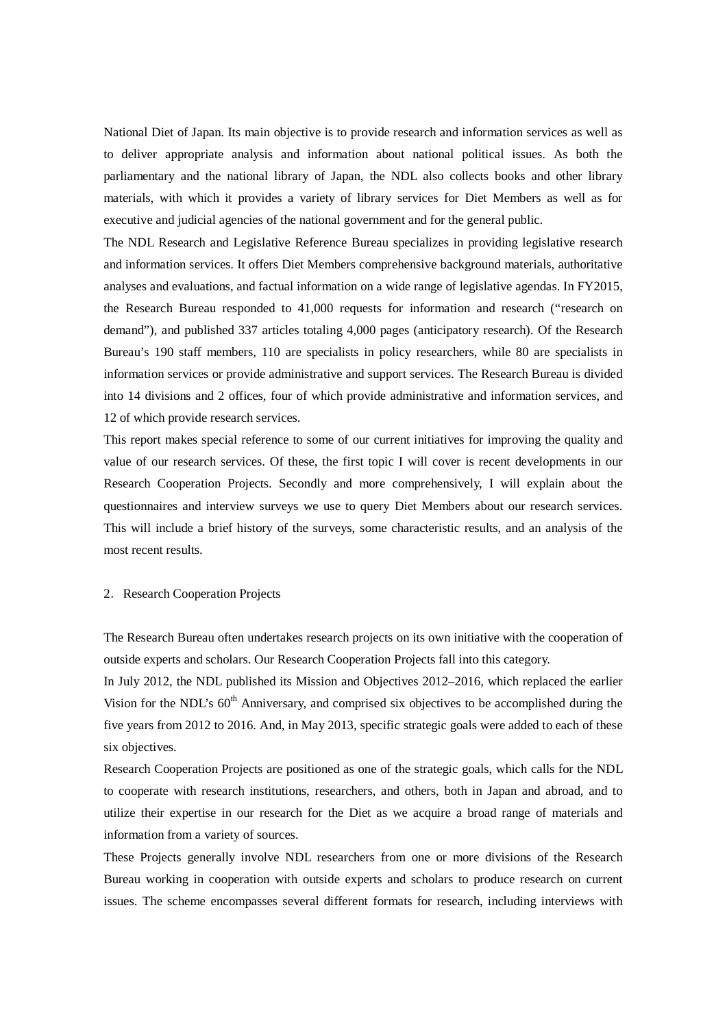National Diet of Japan. Its main objective is to provide research and information services as well as to deliver appropriate analysis and information about national political issues. As both the parliamentary and the national library of Japan, the NDL also collects books and other library materials, with which it provides a variety of library services for Diet Members as well as for executive and judicial agencies of the national government and for the general public.

The NDL Research and Legislative Reference Bureau specializes in providing legislative research and information services. It offers Diet Members comprehensive background materials, authoritative analyses and evaluations, and factual information on a wide range of legislative agendas. In FY2015, the Research Bureau responded to 41,000 requests for information and research ("research on demand"), and published 337 articles totaling 4,000 pages (anticipatory research). Of the Research Bureau's 190 staff members, 110 are specialists in policy researchers, while 80 are specialists in information services or provide administrative and support services. The Research Bureau is divided into 14 divisions and 2 offices, four of which provide administrative and information services, and 12 of which provide research services.

This report makes special reference to some of our current initiatives for improving the quality and value of our research services. Of these, the first topic I will cover is recent developments in our Research Cooperation Projects. Secondly and more comprehensively, I will explain about the questionnaires and interview surveys we use to query Diet Members about our research services. This will include a brief history of the surveys, some characteristic results, and an analysis of the most recent results.

## 2．Research Cooperation Projects

The Research Bureau often undertakes research projects on its own initiative with the cooperation of outside experts and scholars. Our Research Cooperation Projects fall into this category.

In July 2012, the NDL published its Mission and Objectives 2012–2016, which replaced the earlier Vision for the NDL's 60th Anniversary, and comprised six objectives to be accomplished during the five years from 2012 to 2016. And, in May 2013, specific strategic goals were added to each of these six objectives.

Research Cooperation Projects are positioned as one of the strategic goals, which calls for the NDL to cooperate with research institutions, researchers, and others, both in Japan and abroad, and to utilize their expertise in our research for the Diet as we acquire a broad range of materials and information from a variety of sources.

These Projects generally involve NDL researchers from one or more divisions of the Research Bureau working in cooperation with outside experts and scholars to produce research on current issues. The scheme encompasses several different formats for research, including interviews with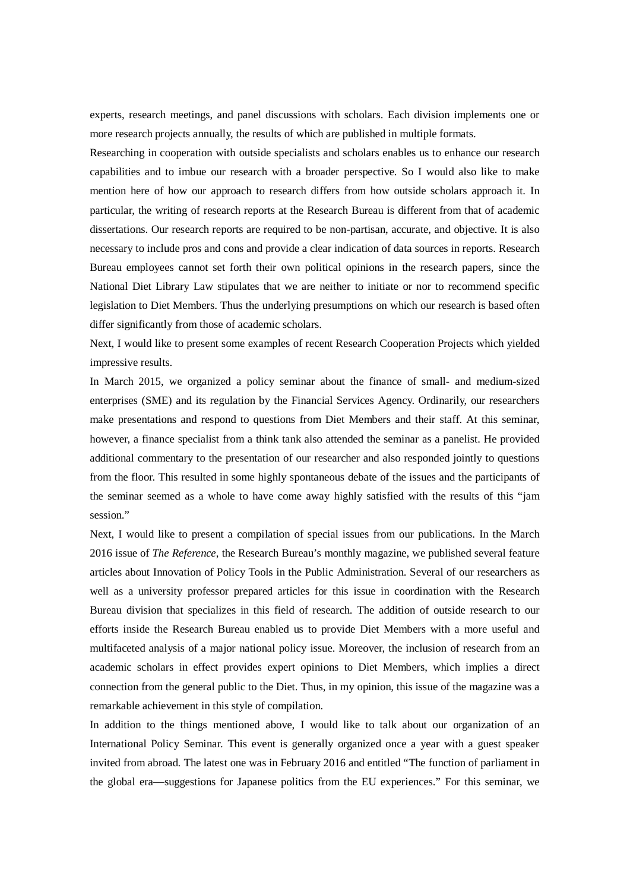experts, research meetings, and panel discussions with scholars. Each division implements one or more research projects annually, the results of which are published in multiple formats.

Researching in cooperation with outside specialists and scholars enables us to enhance our research capabilities and to imbue our research with a broader perspective. So I would also like to make mention here of how our approach to research differs from how outside scholars approach it. In particular, the writing of research reports at the Research Bureau is different from that of academic dissertations. Our research reports are required to be non-partisan, accurate, and objective. It is also necessary to include pros and cons and provide a clear indication of data sources in reports. Research Bureau employees cannot set forth their own political opinions in the research papers, since the National Diet Library Law stipulates that we are neither to initiate or nor to recommend specific legislation to Diet Members. Thus the underlying presumptions on which our research is based often differ significantly from those of academic scholars.

Next, I would like to present some examples of recent Research Cooperation Projects which yielded impressive results.

In March 2015, we organized a policy seminar about the finance of small- and medium-sized enterprises (SME) and its regulation by the Financial Services Agency. Ordinarily, our researchers make presentations and respond to questions from Diet Members and their staff. At this seminar, however, a finance specialist from a think tank also attended the seminar as a panelist. He provided additional commentary to the presentation of our researcher and also responded jointly to questions from the floor. This resulted in some highly spontaneous debate of the issues and the participants of the seminar seemed as a whole to have come away highly satisfied with the results of this "jam session."

Next, I would like to present a compilation of special issues from our publications. In the March 2016 issue of *The Reference*, the Research Bureau's monthly magazine, we published several feature articles about Innovation of Policy Tools in the Public Administration. Several of our researchers as well as a university professor prepared articles for this issue in coordination with the Research Bureau division that specializes in this field of research. The addition of outside research to our efforts inside the Research Bureau enabled us to provide Diet Members with a more useful and multifaceted analysis of a major national policy issue. Moreover, the inclusion of research from an academic scholars in effect provides expert opinions to Diet Members, which implies a direct connection from the general public to the Diet. Thus, in my opinion, this issue of the magazine was a remarkable achievement in this style of compilation.

In addition to the things mentioned above, I would like to talk about our organization of an International Policy Seminar. This event is generally organized once a year with a guest speaker invited from abroad. The latest one was in February 2016 and entitled "The function of parliament in the global era—suggestions for Japanese politics from the EU experiences." For this seminar, we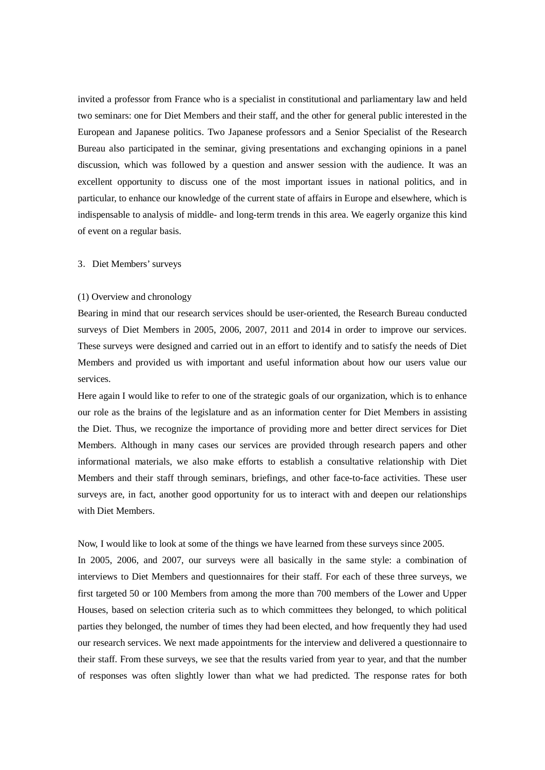invited a professor from France who is a specialist in constitutional and parliamentary law and held two seminars: one for Diet Members and their staff, and the other for general public interested in the European and Japanese politics. Two Japanese professors and a Senior Specialist of the Research Bureau also participated in the seminar, giving presentations and exchanging opinions in a panel discussion, which was followed by a question and answer session with the audience. It was an excellent opportunity to discuss one of the most important issues in national politics, and in particular, to enhance our knowledge of the current state of affairs in Europe and elsewhere, which is indispensable to analysis of middle- and long-term trends in this area. We eagerly organize this kind of event on a regular basis.

## 3. Diet Members' surveys

### (1) Overview and chronology

Bearing in mind that our research services should be user-oriented, the Research Bureau conducted surveys of Diet Members in 2005, 2006, 2007, 2011 and 2014 in order to improve our services. These surveys were designed and carried out in an effort to identify and to satisfy the needs of Diet Members and provided us with important and useful information about how our users value our services.

Here again I would like to refer to one of the strategic goals of our organization, which is to enhance our role as the brains of the legislature and as an information center for Diet Members in assisting the Diet. Thus, we recognize the importance of providing more and better direct services for Diet Members. Although in many cases our services are provided through research papers and other informational materials, we also make efforts to establish a consultative relationship with Diet Members and their staff through seminars, briefings, and other face-to-face activities. These user surveys are, in fact, another good opportunity for us to interact with and deepen our relationships with Diet Members.

Now, I would like to look at some of the things we have learned from these surveys since 2005.

In 2005, 2006, and 2007, our surveys were all basically in the same style: a combination of interviews to Diet Members and questionnaires for their staff. For each of these three surveys, we first targeted 50 or 100 Members from among the more than 700 members of the Lower and Upper Houses, based on selection criteria such as to which committees they belonged, to which political parties they belonged, the number of times they had been elected, and how frequently they had used our research services. We next made appointments for the interview and delivered a questionnaire to their staff. From these surveys, we see that the results varied from year to year, and that the number of responses was often slightly lower than what we had predicted. The response rates for both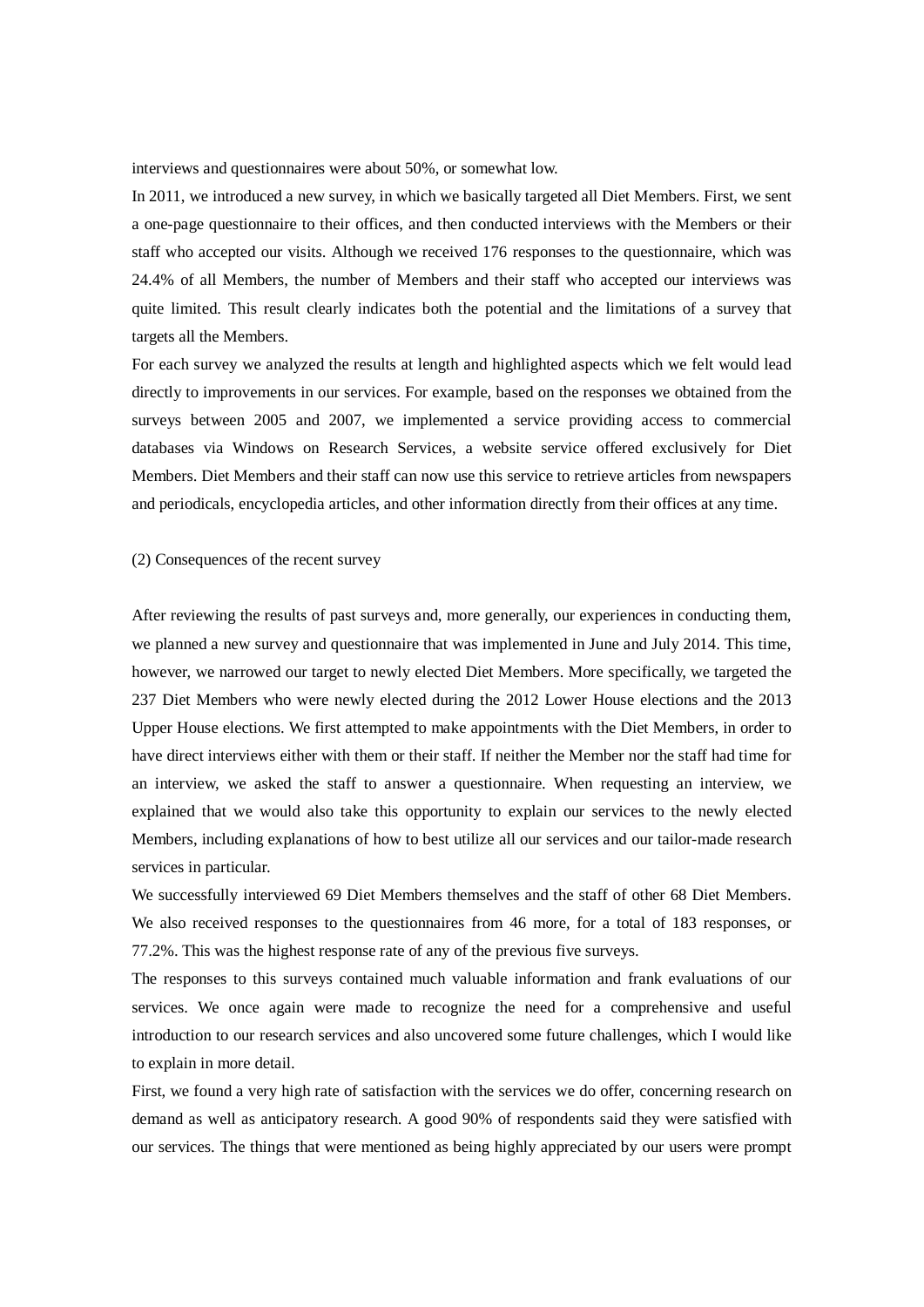interviews and questionnaires were about 50%, or somewhat low.

In 2011, we introduced a new survey, in which we basically targeted all Diet Members. First, we sent a one-page questionnaire to their offices, and then conducted interviews with the Members or their staff who accepted our visits. Although we received 176 responses to the questionnaire, which was 24.4% of all Members, the number of Members and their staff who accepted our interviews was quite limited. This result clearly indicates both the potential and the limitations of a survey that targets all the Members.

For each survey we analyzed the results at length and highlighted aspects which we felt would lead directly to improvements in our services. For example, based on the responses we obtained from the surveys between 2005 and 2007, we implemented a service providing access to commercial databases via Windows on Research Services, a website service offered exclusively for Diet Members. Diet Members and their staff can now use this service to retrieve articles from newspapers and periodicals, encyclopedia articles, and other information directly from their offices at any time.

(2) Consequences of the recent survey

After reviewing the results of past surveys and, more generally, our experiences in conducting them, we planned a new survey and questionnaire that was implemented in June and July 2014. This time, however, we narrowed our target to newly elected Diet Members. More specifically, we targeted the 237 Diet Members who were newly elected during the 2012 Lower House elections and the 2013 Upper House elections. We first attempted to make appointments with the Diet Members, in order to have direct interviews either with them or their staff. If neither the Member nor the staff had time for an interview, we asked the staff to answer a questionnaire. When requesting an interview, we explained that we would also take this opportunity to explain our services to the newly elected Members, including explanations of how to best utilize all our services and our tailor-made research services in particular.

We successfully interviewed 69 Diet Members themselves and the staff of other 68 Diet Members. We also received responses to the questionnaires from 46 more, for a total of 183 responses, or 77.2%. This was the highest response rate of any of the previous five surveys.

The responses to this surveys contained much valuable information and frank evaluations of our services. We once again were made to recognize the need for a comprehensive and useful introduction to our research services and also uncovered some future challenges, which I would like to explain in more detail.

First, we found a very high rate of satisfaction with the services we do offer, concerning research on demand as well as anticipatory research. A good 90% of respondents said they were satisfied with our services. The things that were mentioned as being highly appreciated by our users were prompt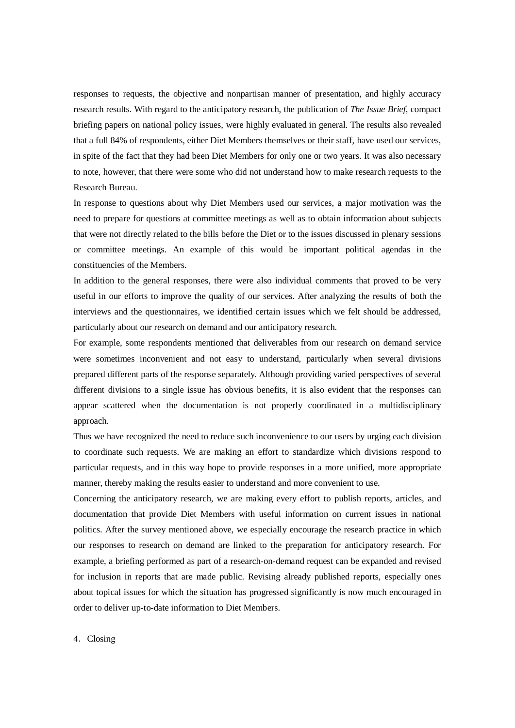responses to requests, the objective and nonpartisan manner of presentation, and highly accuracy research results. With regard to the anticipatory research, the publication of *The Issue Brief*, compact briefing papers on national policy issues, were highly evaluated in general. The results also revealed that a full 84% of respondents, either Diet Members themselves or their staff, have used our services, in spite of the fact that they had been Diet Members for only one or two years. It was also necessary to note, however, that there were some who did not understand how to make research requests to the Research Bureau.

In response to questions about why Diet Members used our services, a major motivation was the need to prepare for questions at committee meetings as well as to obtain information about subjects that were not directly related to the bills before the Diet or to the issues discussed in plenary sessions or committee meetings. An example of this would be important political agendas in the constituencies of the Members.

In addition to the general responses, there were also individual comments that proved to be very useful in our efforts to improve the quality of our services. After analyzing the results of both the interviews and the questionnaires, we identified certain issues which we felt should be addressed, particularly about our research on demand and our anticipatory research.

For example, some respondents mentioned that deliverables from our research on demand service were sometimes inconvenient and not easy to understand, particularly when several divisions prepared different parts of the response separately. Although providing varied perspectives of several different divisions to a single issue has obvious benefits, it is also evident that the responses can appear scattered when the documentation is not properly coordinated in a multidisciplinary approach.

Thus we have recognized the need to reduce such inconvenience to our users by urging each division to coordinate such requests. We are making an effort to standardize which divisions respond to particular requests, and in this way hope to provide responses in a more unified, more appropriate manner, thereby making the results easier to understand and more convenient to use.

Concerning the anticipatory research, we are making every effort to publish reports, articles, and documentation that provide Diet Members with useful information on current issues in national politics. After the survey mentioned above, we especially encourage the research practice in which our responses to research on demand are linked to the preparation for anticipatory research. For example, a briefing performed as part of a research-on-demand request can be expanded and revised for inclusion in reports that are made public. Revising already published reports, especially ones about topical issues for which the situation has progressed significantly is now much encouraged in order to deliver up-to-date information to Diet Members.

## 4. Closing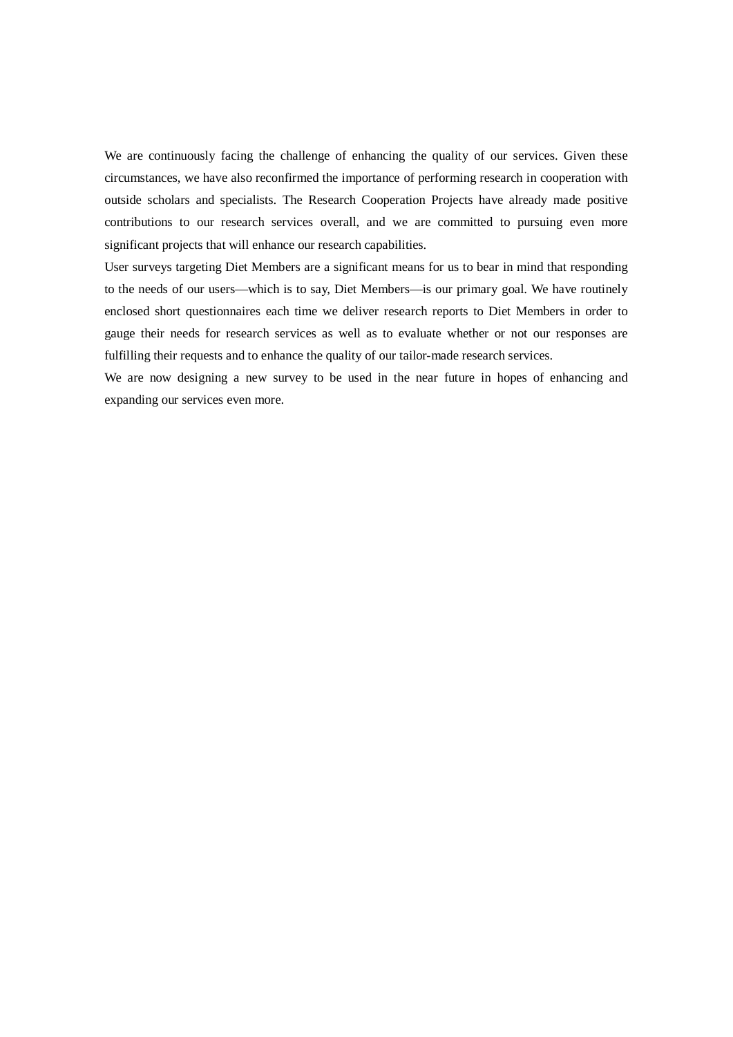We are continuously facing the challenge of enhancing the quality of our services. Given these circumstances, we have also reconfirmed the importance of performing research in cooperation with outside scholars and specialists. The Research Cooperation Projects have already made positive contributions to our research services overall, and we are committed to pursuing even more significant projects that will enhance our research capabilities.

User surveys targeting Diet Members are a significant means for us to bear in mind that responding to the needs of our users—which is to say, Diet Members—is our primary goal. We have routinely enclosed short questionnaires each time we deliver research reports to Diet Members in order to gauge their needs for research services as well as to evaluate whether or not our responses are fulfilling their requests and to enhance the quality of our tailor-made research services.

We are now designing a new survey to be used in the near future in hopes of enhancing and expanding our services even more.